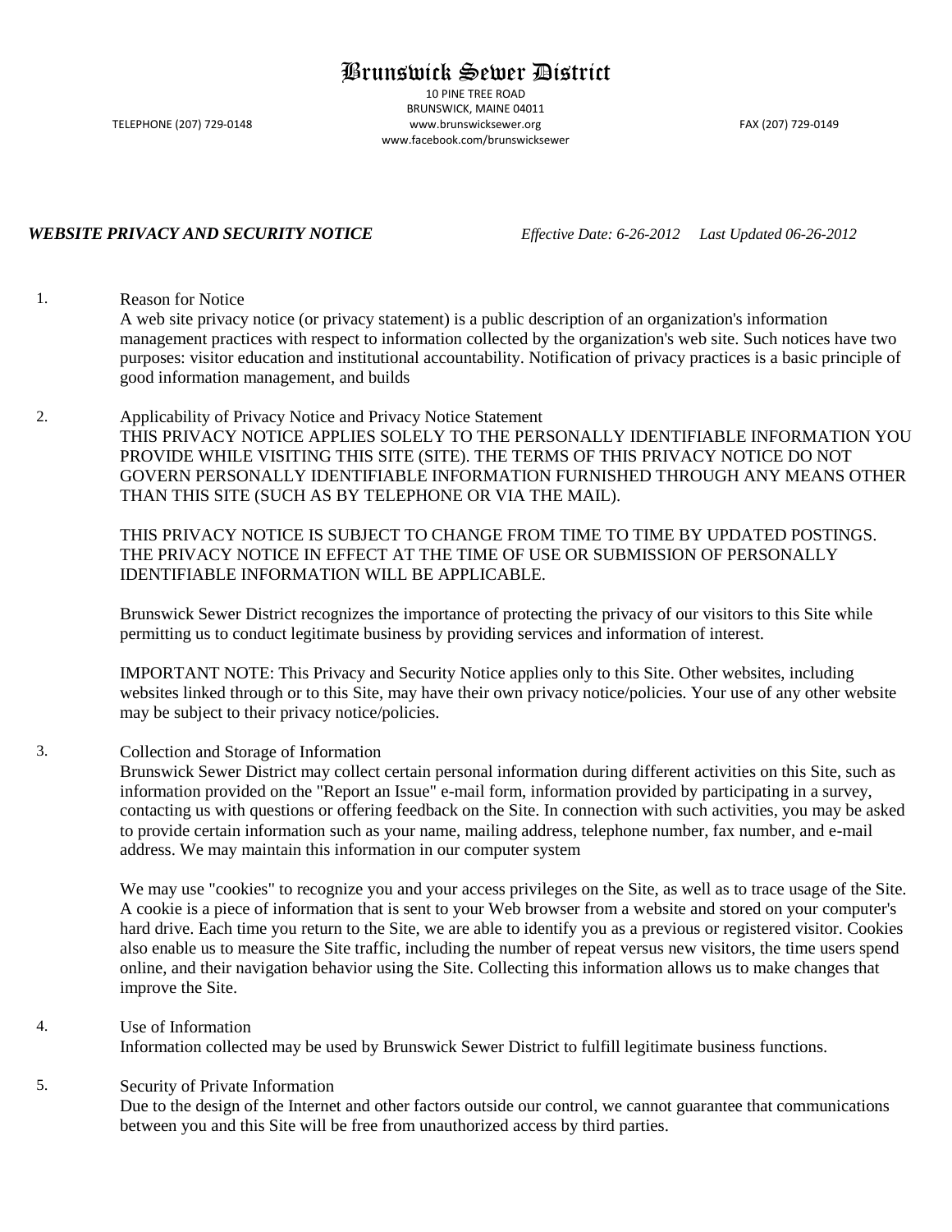# Brunswick Sewer District

10 PINE TREE ROAD
BRUNSWICK, MAINE 04011
www.brunswicksewer.org
www.facebook.com/brunswicksewer

TELEPHONE (207) 729-0148 FAX (207) 729-0149

***WEBSITE PRIVACY AND SECURITY NOTICE*** *Effective Date: 6-26-2012 Last Updated 06-26-2012*

1. Reason for Notice
   A web site privacy notice (or privacy statement) is a public description of an organization's information management practices with respect to information collected by the organization's web site. Such notices have two purposes: visitor education and institutional accountability. Notification of privacy practices is a basic principle of good information management, and builds

2. Applicability of Privacy Notice and Privacy Notice Statement
   THIS PRIVACY NOTICE APPLIES SOLELY TO THE PERSONALLY IDENTIFIABLE INFORMATION YOU PROVIDE WHILE VISITING THIS SITE (SITE). THE TERMS OF THIS PRIVACY NOTICE DO NOT GOVERN PERSONALLY IDENTIFIABLE INFORMATION FURNISHED THROUGH ANY MEANS OTHER THAN THIS SITE (SUCH AS BY TELEPHONE OR VIA THE MAIL).

   THIS PRIVACY NOTICE IS SUBJECT TO CHANGE FROM TIME TO TIME BY UPDATED POSTINGS. THE PRIVACY NOTICE IN EFFECT AT THE TIME OF USE OR SUBMISSION OF PERSONALLY IDENTIFIABLE INFORMATION WILL BE APPLICABLE.

   Brunswick Sewer District recognizes the importance of protecting the privacy of our visitors to this Site while permitting us to conduct legitimate business by providing services and information of interest.

   IMPORTANT NOTE: This Privacy and Security Notice applies only to this Site. Other websites, including websites linked through or to this Site, may have their own privacy notice/policies. Your use of any other website may be subject to their privacy notice/policies.

3. Collection and Storage of Information
   Brunswick Sewer District may collect certain personal information during different activities on this Site, such as information provided on the "Report an Issue" e-mail form, information provided by participating in a survey, contacting us with questions or offering feedback on the Site. In connection with such activities, you may be asked to provide certain information such as your name, mailing address, telephone number, fax number, and e-mail address. We may maintain this information in our computer system

   We may use "cookies" to recognize you and your access privileges on the Site, as well as to trace usage of the Site. A cookie is a piece of information that is sent to your Web browser from a website and stored on your computer's hard drive. Each time you return to the Site, we are able to identify you as a previous or registered visitor. Cookies also enable us to measure the Site traffic, including the number of repeat versus new visitors, the time users spend online, and their navigation behavior using the Site. Collecting this information allows us to make changes that improve the Site.

4. Use of Information
   Information collected may be used by Brunswick Sewer District to fulfill legitimate business functions.

5. Security of Private Information
   Due to the design of the Internet and other factors outside our control, we cannot guarantee that communications between you and this Site will be free from unauthorized access by third parties.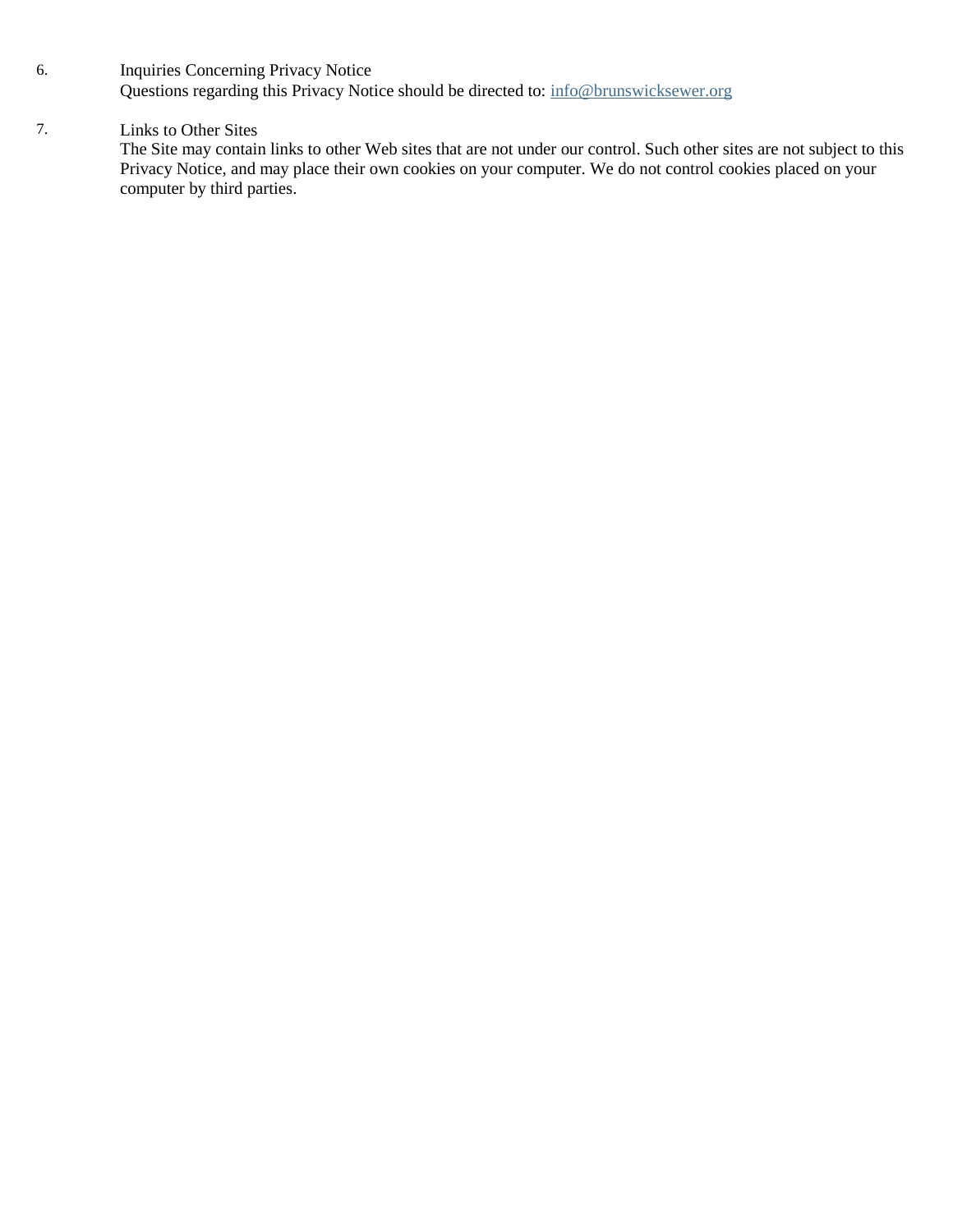6. Inquiries Concerning Privacy Notice
   Questions regarding this Privacy Notice should be directed to: info@brunswicksewer.org

7. Links to Other Sites
   The Site may contain links to other Web sites that are not under our control. Such other sites are not subject to this Privacy Notice, and may place their own cookies on your computer. We do not control cookies placed on your computer by third parties.